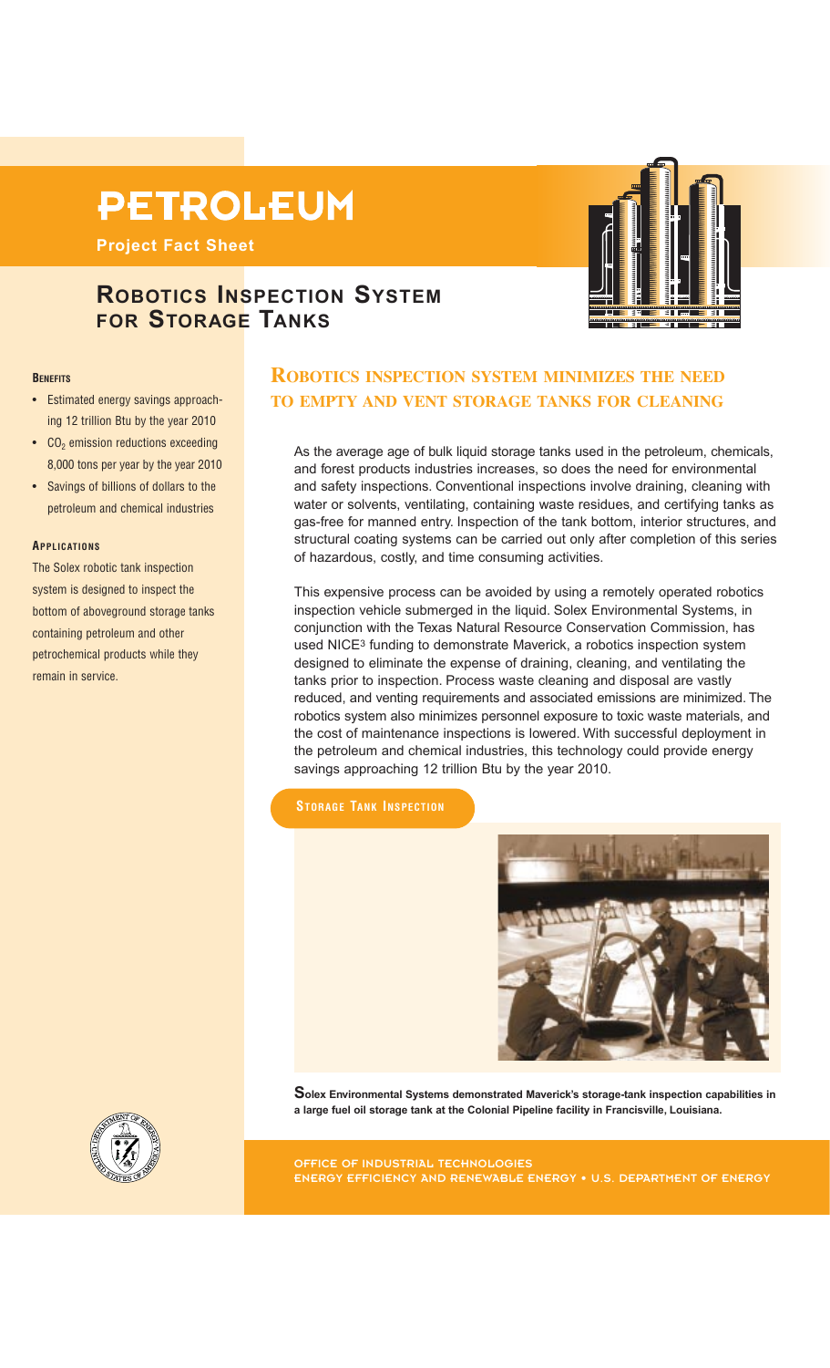# PETROLEUM

**Project Fact Sheet**

## Robotics Inspection System for Storage Tanks

### Benefits

- Estimated energy savings approaching 12 trillion Btu by the year 2010
- $CO_2$ emission reductions exceeding 8,000 tons per year by the year 2010
- Savings of billions of dollars to the petroleum and chemical industries

### Applications

The Solex robotic tank inspection system is designed to inspect the bottom of aboveground storage tanks containing petroleum and other petrochemical products while they remain in service.

## Robotics inspection system minimizes the need to empty and vent storage tanks for cleaning

As the average age of bulk liquid storage tanks used in the petroleum, chemicals, and forest products industries increases, so does the need for environmental and safety inspections. Conventional inspections involve draining, cleaning with water or solvents, ventilating, containing waste residues, and certifying tanks as gas-free for manned entry. Inspection of the tank bottom, interior structures, and structural coating systems can be carried out only after completion of this series of hazardous, costly, and time consuming activities.

This expensive process can be avoided by using a remotely operated robotics inspection vehicle submerged in the liquid. Solex Environmental Systems, in conjunction with the Texas Natural Resource Conservation Commission, has used NICE3 funding to demonstrate Maverick, a robotics inspection system designed to eliminate the expense of draining, cleaning, and ventilating the tanks prior to inspection. Process waste cleaning and disposal are vastly reduced, and venting requirements and associated emissions are minimized. The robotics system also minimizes personnel exposure to toxic waste materials, and the cost of maintenance inspections is lowered. With successful deployment in the petroleum and chemical industries, this technology could provide energy savings approaching 12 trillion Btu by the year 2010.

### Storage Tank Inspection

**Solex Environmental Systems demonstrated Maverick's storage-tank inspection capabilities in a large fuel oil storage tank at the Colonial Pipeline facility in Francisville, Louisiana.**

OFFICE OF INDUSTRIAL TECHNOLOGIES
ENERGY EFFICIENCY AND RENEWABLE ENERGY • U.S. DEPARTMENT OF ENERGY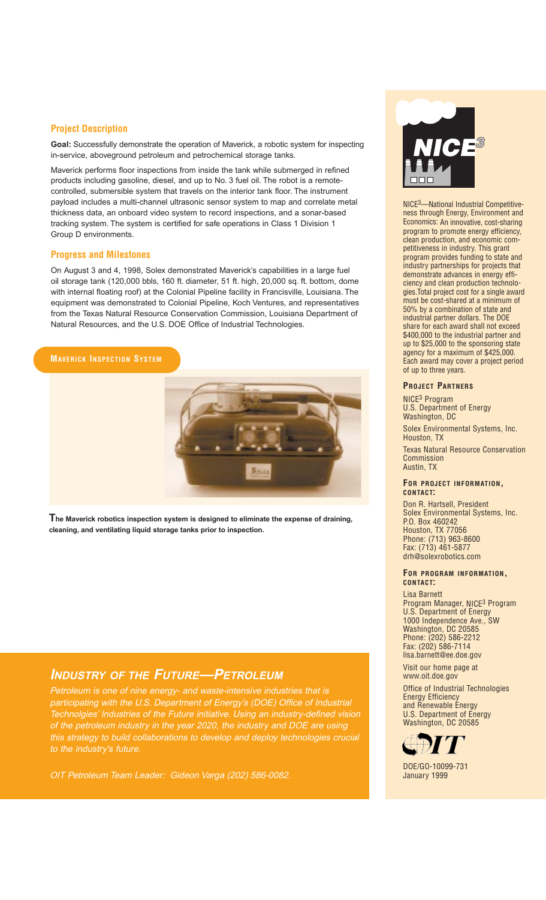## Project Description

**Goal:** Successfully demonstrate the operation of Maverick, a robotic system for inspecting in-service, aboveground petroleum and petrochemical storage tanks.

Maverick performs floor inspections from inside the tank while submerged in refined products including gasoline, diesel, and up to No. 3 fuel oil. The robot is a remote-controlled, submersible system that travels on the interior tank floor. The instrument payload includes a multi-channel ultrasonic sensor system to map and correlate metal thickness data, an onboard video system to record inspections, and a sonar-based tracking system. The system is certified for safe operations in Class 1 Division 1 Group D environments.

## Progress and Milestones

On August 3 and 4, 1998, Solex demonstrated Maverick's capabilities in a large fuel oil storage tank (120,000 bbls, 160 ft. diameter, 51 ft. high, 20,000 sq. ft. bottom, dome with internal floating roof) at the Colonial Pipeline facility in Francisville, Louisiana. The equipment was demonstrated to Colonial Pipeline, Koch Ventures, and representatives from the Texas Natural Resource Conservation Commission, Louisiana Department of Natural Resources, and the U.S. DOE Office of Industrial Technologies.

**MAVERICK INSPECTION SYSTEM**

**The Maverick robotics inspection system is designed to eliminate the expense of draining, cleaning, and ventilating liquid storage tanks prior to inspection.**

## *INDUSTRY OF THE FUTURE—PETROLEUM*

*Petroleum is one of nine energy- and waste-intensive industries that is participating with the U.S. Department of Energy's (DOE) Office of Industrial Technolgies' Industries of the Future initiative. Using an industry-defined vision of the petroleum industry in the year 2020, the industry and DOE are using this strategy to build collaborations to develop and deploy technologies crucial to the industry's future.*

*OIT Petroleum Team Leader: Gideon Varga (202) 586-0082.*

NICE3

NICE3—National Industrial Competitiveness through Energy, Environment and Economics: An innovative, cost-sharing program to promote energy efficiency, clean production, and economic competitiveness in industry. This grant program provides funding to state and industry partnerships for projects that demonstrate advances in energy efficiency and clean production technologies. Total project cost for a single award must be cost-shared at a minimum of 50% by a combination of state and industrial partner dollars. The DOE share for each award shall not exceed $400,000 to the industrial partner and up to $25,000 to the sponsoring state agency for a maximum of $425,000. Each award may cover a project period of up to three years.

### PROJECT PARTNERS

NICE3 Program
U.S. Department of Energy
Washington, DC

Solex Environmental Systems, Inc.
Houston, TX

Texas Natural Resource Conservation Commission
Austin, TX

### FOR PROJECT INFORMATION, CONTACT:

Don R. Hartsell, President
Solex Environmental Systems, Inc.
P.O. Box 460242
Houston, TX 77056
Phone: (713) 963-8600
Fax: (713) 461-5877
drh@solexrobotics.com

### FOR PROGRAM INFORMATION, CONTACT:

Lisa Barnett
Program Manager, NICE3 Program
U.S. Department of Energy
1000 Independence Ave., SW
Washington, DC 20585
Phone: (202) 586-2212
Fax: (202) 586-7114
lisa.barnett@ee.doe.gov

Visit our home page at
www.oit.doe.gov

Office of Industrial Technologies
Energy Efficiency
and Renewable Energy
U.S. Department of Energy
Washington, DC 20585

OIT

DOE/GO-10099-731
January 1999